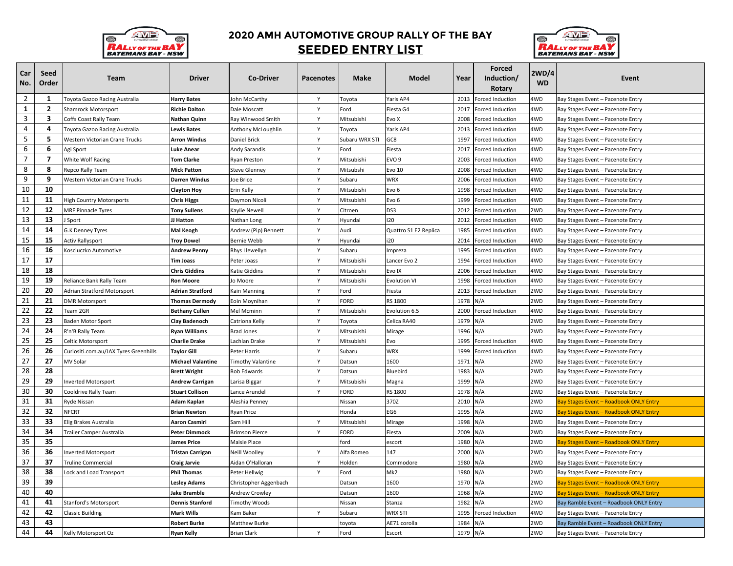# 2020 AMH AUTOMOTIVE GROUP RALLY OF THE BAY

## SEEDED ENTRY LIST

| Car No. | Seed Order | Team | Driver | Co-Driver | Pacenotes | Make | Model | Year | Forced Induction/ Rotary | 2WD/4WD | Event |
|---|---|---|---|---|---|---|---|---|---|---|---|
| 2 | 1 | Toyota Gazoo Racing Australia | **Harry Bates** | John McCarthy | Y | Toyota | Yaris AP4 | 2013 | Forced Induction | 4WD | Bay Stages Event – Pacenote Entry |
| 1 | 2 | Shamrock Motorsport | **Richie Dalton** | Dale Moscatt | Y | Ford | Fiesta G4 | 2017 | Forced Induction | 4WD | Bay Stages Event – Pacenote Entry |
| 3 | 3 | Coffs Coast Rally Team | **Nathan Quinn** | Ray Winwood Smith | Y | Mitsubishi | Evo X | 2008 | Forced Induction | 4WD | Bay Stages Event – Pacenote Entry |
| 4 | 4 | Toyota Gazoo Racing Australia | **Lewis Bates** | Anthony McLoughlin | Y | Toyota | Yaris AP4 | 2013 | Forced Induction | 4WD | Bay Stages Event – Pacenote Entry |
| 5 | 5 | Western Victorian Crane Trucks | **Arron Windus** | Daniel Brick | Y | Subaru WRX STI | GC8 | 1997 | Forced Induction | 4WD | Bay Stages Event – Pacenote Entry |
| 6 | 6 | Agi Sport | **Luke Anear** | Andy Sarandis | Y | Ford | Fiesta | 2017 | Forced Induction | 4WD | Bay Stages Event – Pacenote Entry |
| 7 | 7 | White Wolf Racing | **Tom Clarke** | Ryan Preston | Y | Mitsubishi | EVO 9 | 2003 | Forced Induction | 4WD | Bay Stages Event – Pacenote Entry |
| 8 | 8 | Repco Rally Team | **Mick Patton** | Steve Glenney | Y | Mitsubshi | Evo 10 | 2008 | Forced Induction | 4WD | Bay Stages Event – Pacenote Entry |
| 9 | 9 | Western Victorian Crane Trucks | **Darren Windus** | Joe Brice | Y | Subaru | WRX | 2006 | Forced Induction | 4WD | Bay Stages Event – Pacenote Entry |
| 10 | 10 | | **Clayton Hoy** | Erin Kelly | Y | Mitsubishi | Evo 6 | 1998 | Forced Induction | 4WD | Bay Stages Event – Pacenote Entry |
| 11 | 11 | High Country Motorsports | **Chris Higgs** | Daymon Nicoli | Y | Mitsubishi | Evo 6 | 1999 | Forced Induction | 4WD | Bay Stages Event – Pacenote Entry |
| 12 | 12 | MRF Pinnacle Tyres | **Tony Sullens** | Kaylie Newell | Y | Citroen | DS3 | 2012 | Forced Induction | 2WD | Bay Stages Event – Pacenote Entry |
| 13 | 13 | J Sport | **JJ Hatton** | Nathan Long | Y | Hyundai | I20 | 2012 | Forced Induction | 4WD | Bay Stages Event – Pacenote Entry |
| 14 | 14 | G.K Denney Tyres | **Mal Keogh** | Andrew (Pip) Bennett | Y | Audi | Quattro S1 E2 Replica | 1985 | Forced Induction | 4WD | Bay Stages Event – Pacenote Entry |
| 15 | 15 | Activ Rallysport | **Troy Dowel** | Bernie Webb | Y | Hyundai | i20 | 2014 | Forced Induction | 4WD | Bay Stages Event – Pacenote Entry |
| 16 | 16 | Kosciuczko Automotive | **Andrew Penny** | Rhys Llewellyn | Y | Subaru | Impreza | 1995 | Forced Induction | 4WD | Bay Stages Event – Pacenote Entry |
| 17 | 17 | | **Tim Joass** | Peter Joass | Y | Mitsubishi | Lancer Evo 2 | 1994 | Forced Induction | 4WD | Bay Stages Event – Pacenote Entry |
| 18 | 18 | | **Chris Giddins** | Katie Giddins | Y | Mitsubishi | Evo IX | 2006 | Forced Induction | 4WD | Bay Stages Event – Pacenote Entry |
| 19 | 19 | Reliance Bank Rally Team | **Ron Moore** | Jo Moore | Y | Mitsubishi | Evolution VI | 1998 | Forced Induction | 4WD | Bay Stages Event – Pacenote Entry |
| 20 | 20 | Adrian Stratford Motorsport | **Adrian Stratford** | Kain Manning | Y | Ford | Fiesta | 2013 | Forced Induction | 2WD | Bay Stages Event – Pacenote Entry |
| 21 | 21 | DMR Motorsport | **Thomas Dermody** | Eoin Moynihan | Y | FORD | RS 1800 | 1978 | N/A | 2WD | Bay Stages Event – Pacenote Entry |
| 22 | 22 | Team 2GR | **Bethany Cullen** | Mel Mcminn | Y | Mitsubishi | Evolution 6.5 | 2000 | Forced Induction | 4WD | Bay Stages Event – Pacenote Entry |
| 23 | 23 | Baden Motor Sport | **Clay Badenoch** | Catriona Kelly | Y | Toyota | Celica RA40 | 1979 | N/A | 2WD | Bay Stages Event – Pacenote Entry |
| 24 | 24 | R'n'B Rally Team | **Ryan Williams** | Brad Jones | Y | Mitsubishi | Mirage | 1996 | N/A | 2WD | Bay Stages Event – Pacenote Entry |
| 25 | 25 | Celtic Motorsport | **Charlie Drake** | Lachlan Drake | Y | Mitsubishi | Evo | 1995 | Forced Induction | 4WD | Bay Stages Event – Pacenote Entry |
| 26 | 26 | Curiositi.com.au/JAX Tyres Greenhills | **Taylor Gill** | Peter Harris | Y | Subaru | WRX | 1999 | Forced Induction | 4WD | Bay Stages Event – Pacenote Entry |
| 27 | 27 | MV Solar | **Michael Valantine** | Timothy Valantine | Y | Datsun | 1600 | 1971 | N/A | 2WD | Bay Stages Event – Pacenote Entry |
| 28 | 28 | | **Brett Wright** | Rob Edwards | Y | Datsun | Bluebird | 1983 | N/A | 2WD | Bay Stages Event – Pacenote Entry |
| 29 | 29 | Inverted Motorsport | **Andrew Carrigan** | Larisa Biggar | Y | Mitsubishi | Magna | 1999 | N/A | 2WD | Bay Stages Event – Pacenote Entry |
| 30 | 30 | Cooldrive Rally Team | **Stuart Collison** | Lance Arundel | Y | FORD | RS 1800 | 1978 | N/A | 2WD | Bay Stages Event – Pacenote Entry |
| 31 | 31 | Ryde Nissan | **Adam Kaplan** | Aleshia Penney | | Nissan | 370Z | 2010 | N/A | 2WD | Bay Stages Event – Roadbook ONLY Entry |
| 32 | 32 | NFCRT | **Brian Newton** | Ryan Price | | Honda | EG6 | 1995 | N/A | 2WD | Bay Stages Event – Roadbook ONLY Entry |
| 33 | 33 | Elig Brakes Australia | **Aaron Casmiri** | Sam Hill | Y | Mitsubishi | Mirage | 1998 | N/A | 2WD | Bay Stages Event – Pacenote Entry |
| 34 | 34 | Trailer Camper Australia | **Peter Dimmock** | Brimson Pierce | Y | FORD | Fiesta | 2009 | N/A | 2WD | Bay Stages Event – Pacenote Entry |
| 35 | 35 | | **James Price** | Maisie Place | | ford | escort | 1980 | N/A | 2WD | Bay Stages Event – Roadbook ONLY Entry |
| 36 | 36 | Inverted Motorsport | **Tristan Carrigan** | Neill Woolley | Y | Alfa Romeo | 147 | 2000 | N/A | 2WD | Bay Stages Event – Pacenote Entry |
| 37 | 37 | Truline Commercial | **Craig Jarvie** | Aidan O'Halloran | Y | Holden | Commodore | 1980 | N/A | 2WD | Bay Stages Event – Pacenote Entry |
| 38 | 38 | Lock and Load Transport | **Phil Thomas** | Peter Hellwig | Y | Ford | Mk2 | 1980 | N/A | 2WD | Bay Stages Event – Pacenote Entry |
| 39 | 39 | | **Lesley Adams** | Christopher Aggenbach | | Datsun | 1600 | 1970 | N/A | 2WD | Bay Stages Event – Roadbook ONLY Entry |
| 40 | 40 | | **Jake Bramble** | Andrew Crowley | | Datsun | 1600 | 1968 | N/A | 2WD | Bay Stages Event – Roadbook ONLY Entry |
| 41 | 41 | Stanford's Motorsport | **Dennis Stanford** | Timothy Woods | | Nissan | Stanza | 1982 | N/A | 2WD | Bay Ramble Event – Roadbook ONLY Entry |
| 42 | 42 | Classic Building | **Mark Wills** | Kam Baker | Y | Subaru | WRX STI | 1995 | Forced Induction | 4WD | Bay Stages Event – Pacenote Entry |
| 43 | 43 | | **Robert Burke** | Matthew Burke | | toyota | AE71 corolla | 1984 | N/A | 2WD | Bay Ramble Event – Roadbook ONLY Entry |
| 44 | 44 | Kelly Motorsport Oz | **Ryan Kelly** | Brian Clark | Y | Ford | Escort | 1979 | N/A | 2WD | Bay Stages Event – Pacenote Entry |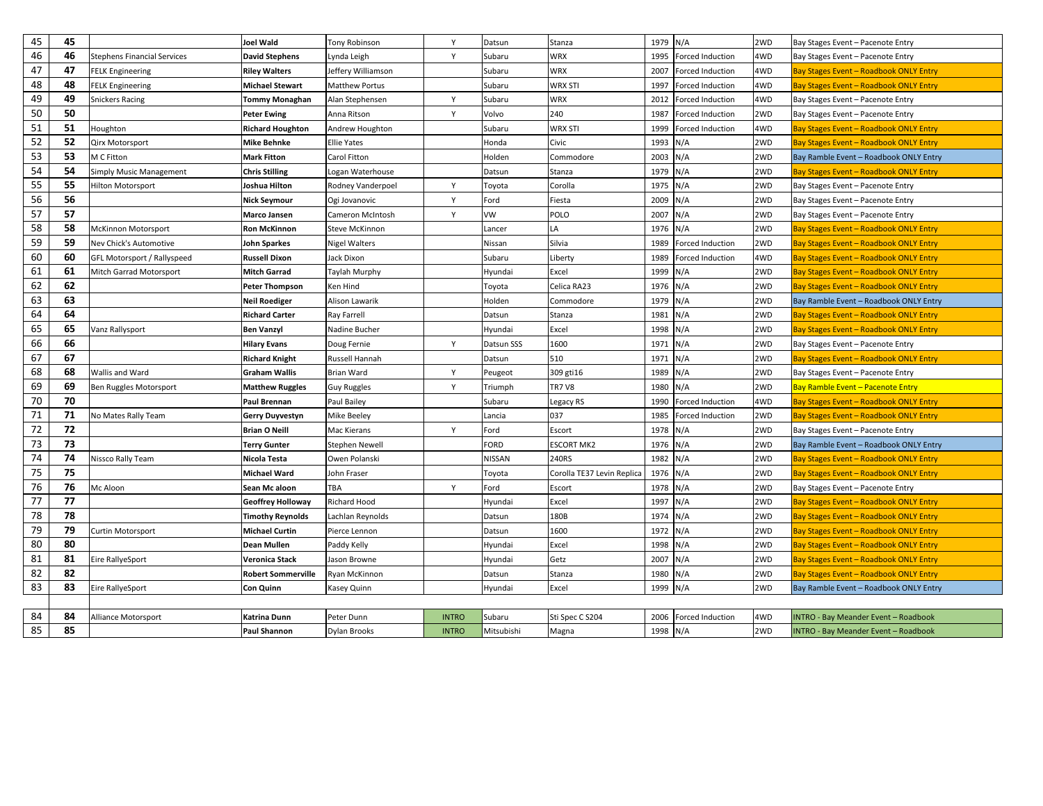| | | | | | | | | | | | |
|---|---|---|---|---|---|---|---|---|---|---|---|
| 45 | 45 | | Joel Wald | Tony Robinson | Y | Datsun | Stanza | 1979 | N/A | 2WD | Bay Stages Event – Pacenote Entry |
| 46 | 46 | Stephens Financial Services | David Stephens | Lynda Leigh | Y | Subaru | WRX | 1995 | Forced Induction | 4WD | Bay Stages Event – Pacenote Entry |
| 47 | 47 | FELK Engineering | Riley Walters | Jeffery Williamson | | Subaru | WRX | 2007 | Forced Induction | 4WD | Bay Stages Event – Roadbook ONLY Entry |
| 48 | 48 | FELK Engineering | Michael Stewart | Matthew Portus | | Subaru | WRX STI | 1997 | Forced Induction | 4WD | Bay Stages Event – Roadbook ONLY Entry |
| 49 | 49 | Snickers Racing | Tommy Monaghan | Alan Stephensen | Y | Subaru | WRX | 2012 | Forced Induction | 4WD | Bay Stages Event – Pacenote Entry |
| 50 | 50 | | Peter Ewing | Anna Ritson | Y | Volvo | 240 | 1987 | Forced Induction | 2WD | Bay Stages Event – Pacenote Entry |
| 51 | 51 | Houghton | Richard Houghton | Andrew Houghton | | Subaru | WRX STI | 1999 | Forced Induction | 4WD | Bay Stages Event – Roadbook ONLY Entry |
| 52 | 52 | Qirx Motorsport | Mike Behnke | Ellie Yates | | Honda | Civic | 1993 | N/A | 2WD | Bay Stages Event – Roadbook ONLY Entry |
| 53 | 53 | M C Fitton | Mark Fitton | Carol Fitton | | Holden | Commodore | 2003 | N/A | 2WD | Bay Ramble Event – Roadbook ONLY Entry |
| 54 | 54 | Simply Music Management | Chris Stilling | Logan Waterhouse | | Datsun | Stanza | 1979 | N/A | 2WD | Bay Stages Event – Roadbook ONLY Entry |
| 55 | 55 | Hilton Motorsport | Joshua Hilton | Rodney Vanderpoel | Y | Toyota | Corolla | 1975 | N/A | 2WD | Bay Stages Event – Pacenote Entry |
| 56 | 56 | | Nick Seymour | Ogi Jovanovic | Y | Ford | Fiesta | 2009 | N/A | 2WD | Bay Stages Event – Pacenote Entry |
| 57 | 57 | | Marco Jansen | Cameron McIntosh | Y | VW | POLO | 2007 | N/A | 2WD | Bay Stages Event – Pacenote Entry |
| 58 | 58 | McKinnon Motorsport | Ron McKinnon | Steve McKinnon | | Lancer | LA | 1976 | N/A | 2WD | Bay Stages Event – Roadbook ONLY Entry |
| 59 | 59 | Nev Chick's Automotive | John Sparkes | Nigel Walters | | Nissan | Silvia | 1989 | Forced Induction | 2WD | Bay Stages Event – Roadbook ONLY Entry |
| 60 | 60 | GFL Motorsport / Rallyspeed | Russell Dixon | Jack Dixon | | Subaru | Liberty | 1989 | Forced Induction | 4WD | Bay Stages Event – Roadbook ONLY Entry |
| 61 | 61 | Mitch Garrad Motorsport | Mitch Garrad | Taylah Murphy | | Hyundai | Excel | 1999 | N/A | 2WD | Bay Stages Event – Roadbook ONLY Entry |
| 62 | 62 | | Peter Thompson | Ken Hind | | Toyota | Celica RA23 | 1976 | N/A | 2WD | Bay Stages Event – Roadbook ONLY Entry |
| 63 | 63 | | Neil Roediger | Alison Lawarik | | Holden | Commodore | 1979 | N/A | 2WD | Bay Ramble Event – Roadbook ONLY Entry |
| 64 | 64 | | Richard Carter | Ray Farrell | | Datsun | Stanza | 1981 | N/A | 2WD | Bay Stages Event – Roadbook ONLY Entry |
| 65 | 65 | Vanz Rallysport | Ben Vanzyl | Nadine Bucher | | Hyundai | Excel | 1998 | N/A | 2WD | Bay Stages Event – Roadbook ONLY Entry |
| 66 | 66 | | Hilary Evans | Doug Fernie | Y | Datsun SSS | 1600 | 1971 | N/A | 2WD | Bay Stages Event – Pacenote Entry |
| 67 | 67 | | Richard Knight | Russell Hannah | | Datsun | 510 | 1971 | N/A | 2WD | Bay Stages Event – Roadbook ONLY Entry |
| 68 | 68 | Wallis and Ward | Graham Wallis | Brian Ward | Y | Peugeot | 309 gti16 | 1989 | N/A | 2WD | Bay Stages Event – Pacenote Entry |
| 69 | 69 | Ben Ruggles Motorsport | Matthew Ruggles | Guy Ruggles | Y | Triumph | TR7 V8 | 1980 | N/A | 2WD | Bay Ramble Event – Pacenote Entry |
| 70 | 70 | | Paul Brennan | Paul Bailey | | Subaru | Legacy RS | 1990 | Forced Induction | 4WD | Bay Stages Event – Roadbook ONLY Entry |
| 71 | 71 | No Mates Rally Team | Gerry Duyvestyn | Mike Beeley | | Lancia | 037 | 1985 | Forced Induction | 2WD | Bay Stages Event – Roadbook ONLY Entry |
| 72 | 72 | | Brian O Neill | Mac Kierans | Y | Ford | Escort | 1978 | N/A | 2WD | Bay Stages Event – Pacenote Entry |
| 73 | 73 | | Terry Gunter | Stephen Newell | | FORD | ESCORT MK2 | 1976 | N/A | 2WD | Bay Ramble Event – Roadbook ONLY Entry |
| 74 | 74 | Nissco Rally Team | Nicola Testa | Owen Polanski | | NISSAN | 240RS | 1982 | N/A | 2WD | Bay Stages Event – Roadbook ONLY Entry |
| 75 | 75 | | Michael Ward | John Fraser | | Toyota | Corolla TE37 Levin Replica | 1976 | N/A | 2WD | Bay Stages Event – Roadbook ONLY Entry |
| 76 | 76 | Mc Aloon | Sean Mc aloon | TBA | Y | Ford | Escort | 1978 | N/A | 2WD | Bay Stages Event – Pacenote Entry |
| 77 | 77 | | Geoffrey Holloway | Richard Hood | | Hyundai | Excel | 1997 | N/A | 2WD | Bay Stages Event – Roadbook ONLY Entry |
| 78 | 78 | | Timothy Reynolds | Lachlan Reynolds | | Datsun | 180B | 1974 | N/A | 2WD | Bay Stages Event – Roadbook ONLY Entry |
| 79 | 79 | Curtin Motorsport | Michael Curtin | Pierce Lennon | | Datsun | 1600 | 1972 | N/A | 2WD | Bay Stages Event – Roadbook ONLY Entry |
| 80 | 80 | | Dean Mullen | Paddy Kelly | | Hyundai | Excel | 1998 | N/A | 2WD | Bay Stages Event – Roadbook ONLY Entry |
| 81 | 81 | Eire RallyeSport | Veronica Stack | Jason Browne | | Hyundai | Getz | 2007 | N/A | 2WD | Bay Stages Event – Roadbook ONLY Entry |
| 82 | 82 | | Robert Sommerville | Ryan McKinnon | | Datsun | Stanza | 1980 | N/A | 2WD | Bay Stages Event – Roadbook ONLY Entry |
| 83 | 83 | Eire RallyeSport | Con Quinn | Kasey Quinn | | Hyundai | Excel | 1999 | N/A | 2WD | Bay Ramble Event – Roadbook ONLY Entry |
| 84 | 84 | Alliance Motorsport | Katrina Dunn | Peter Dunn | INTRO | Subaru | Sti Spec C S204 | 2006 | Forced Induction | 4WD | INTRO - Bay Meander Event – Roadbook |
| 85 | 85 | | Paul Shannon | Dylan Brooks | INTRO | Mitsubishi | Magna | 1998 | N/A | 2WD | INTRO - Bay Meander Event – Roadbook |